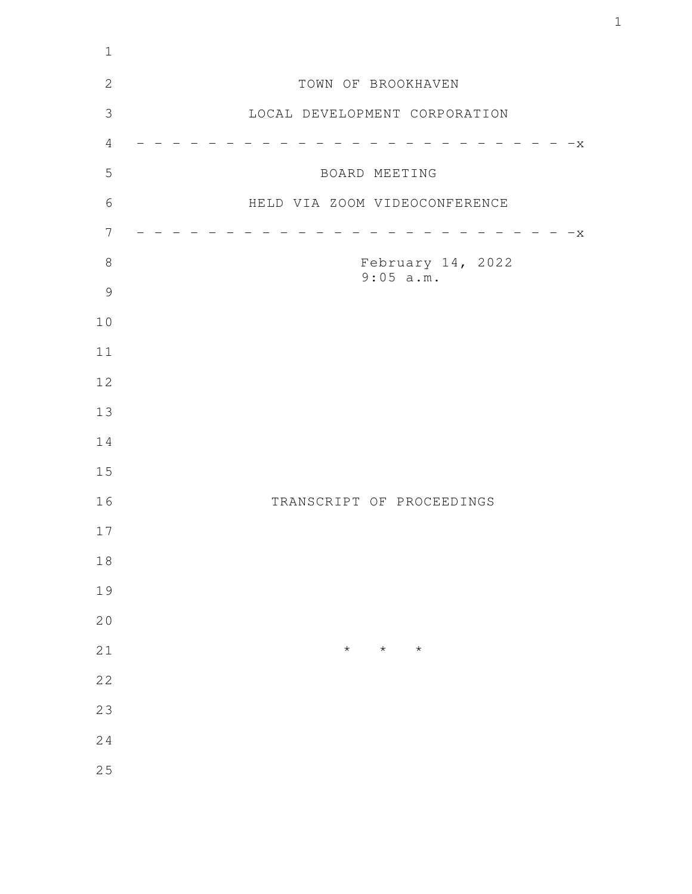# TOWN OF BROOKHAVEN

## LOCAL DEVELOPMENT CORPORATION

- - - - - - - - - - - - - - - - - - - - - - - - - - - -x

BOARD MEETING

HELD VIA ZOOM VIDEOCONFERENCE

- - - - - - - - - - - - - - - - - - - - - - - - - - - -x

February 14, 2022
9:05 a.m.

TRANSCRIPT OF PROCEEDINGS

\* \* \*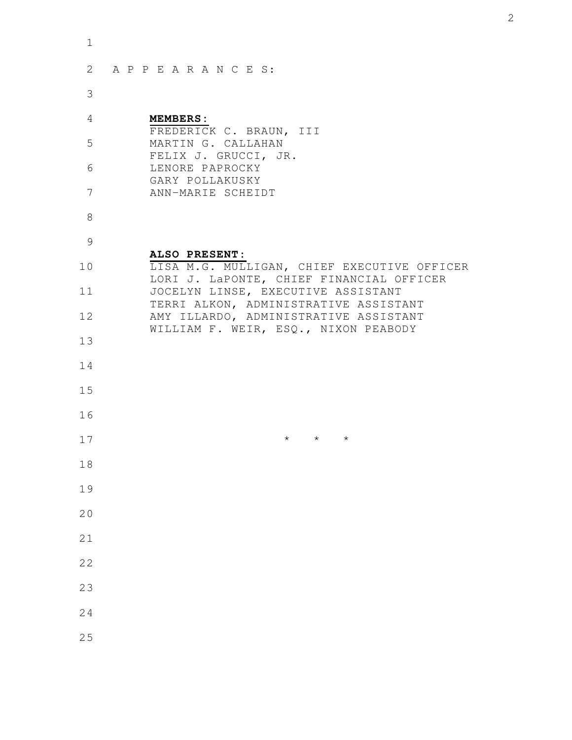A P P E A R A N C E S:

**MEMBERS:**

FREDERICK C. BRAUN, III
MARTIN G. CALLAHAN
FELIX J. GRUCCI, JR.
LENORE PAPROCKY
GARY POLLAKUSKY
ANN-MARIE SCHEIDT

**ALSO PRESENT:**

LISA M.G. MULLIGAN, CHIEF EXECUTIVE OFFICER
LORI J. LaPONTE, CHIEF FINANCIAL OFFICER
JOCELYN LINSE, EXECUTIVE ASSISTANT
TERRI ALKON, ADMINISTRATIVE ASSISTANT
AMY ILLARDO, ADMINISTRATIVE ASSISTANT
WILLIAM F. WEIR, ESQ., NIXON PEABODY

* * *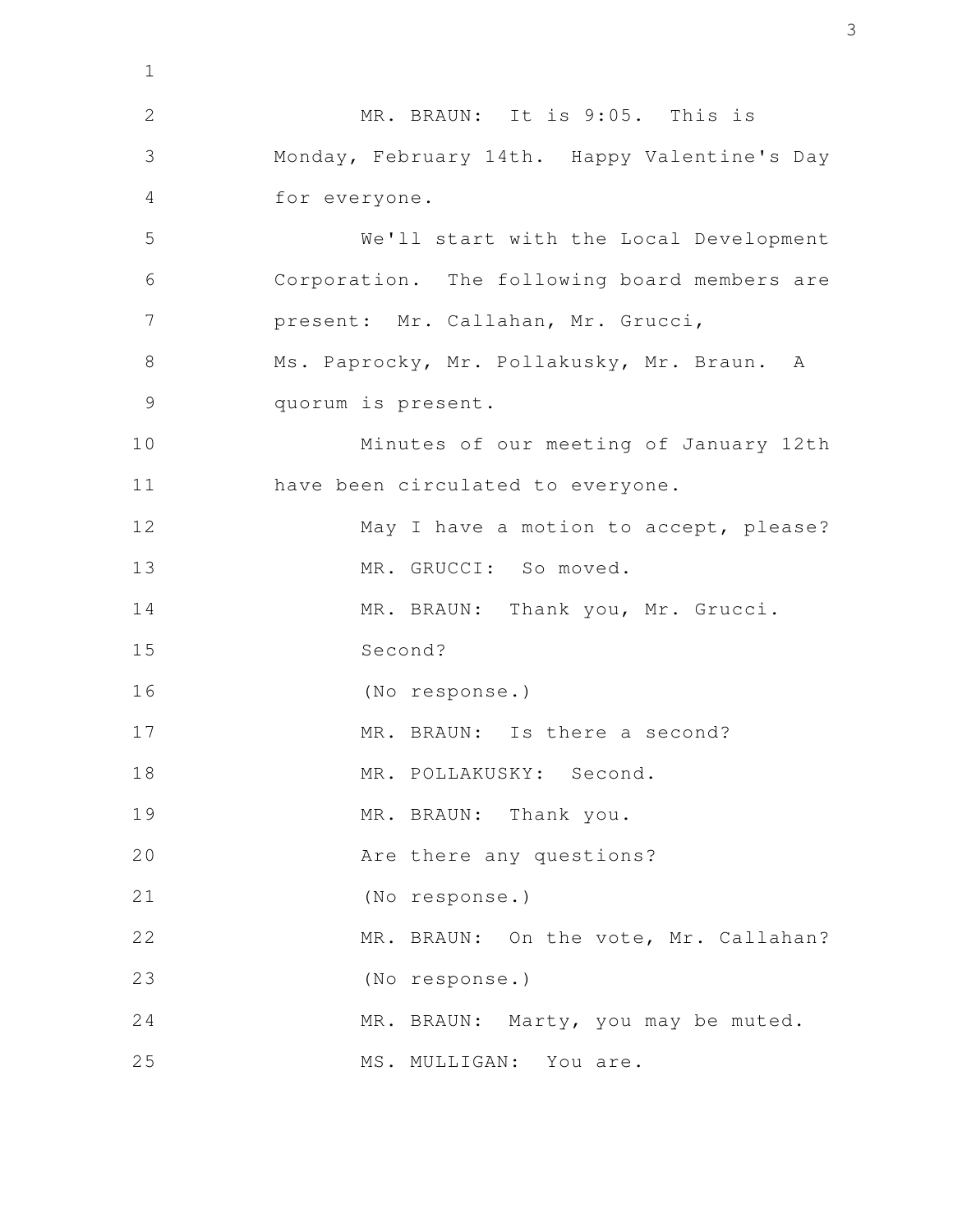MR. BRAUN: It is 9:05. This is Monday, February 14th. Happy Valentine's Day for everyone.

We'll start with the Local Development Corporation. The following board members are present: Mr. Callahan, Mr. Grucci, Ms. Paprocky, Mr. Pollakusky, Mr. Braun. A quorum is present.

Minutes of our meeting of January 12th have been circulated to everyone.

May I have a motion to accept, please?

MR. GRUCCI: So moved.

MR. BRAUN: Thank you, Mr. Grucci. Second?

(No response.)

MR. BRAUN: Is there a second?

MR. POLLAKUSKY: Second.

MR. BRAUN: Thank you.

Are there any questions?

(No response.)

MR. BRAUN: On the vote, Mr. Callahan?

(No response.)

MR. BRAUN: Marty, you may be muted.

MS. MULLIGAN: You are.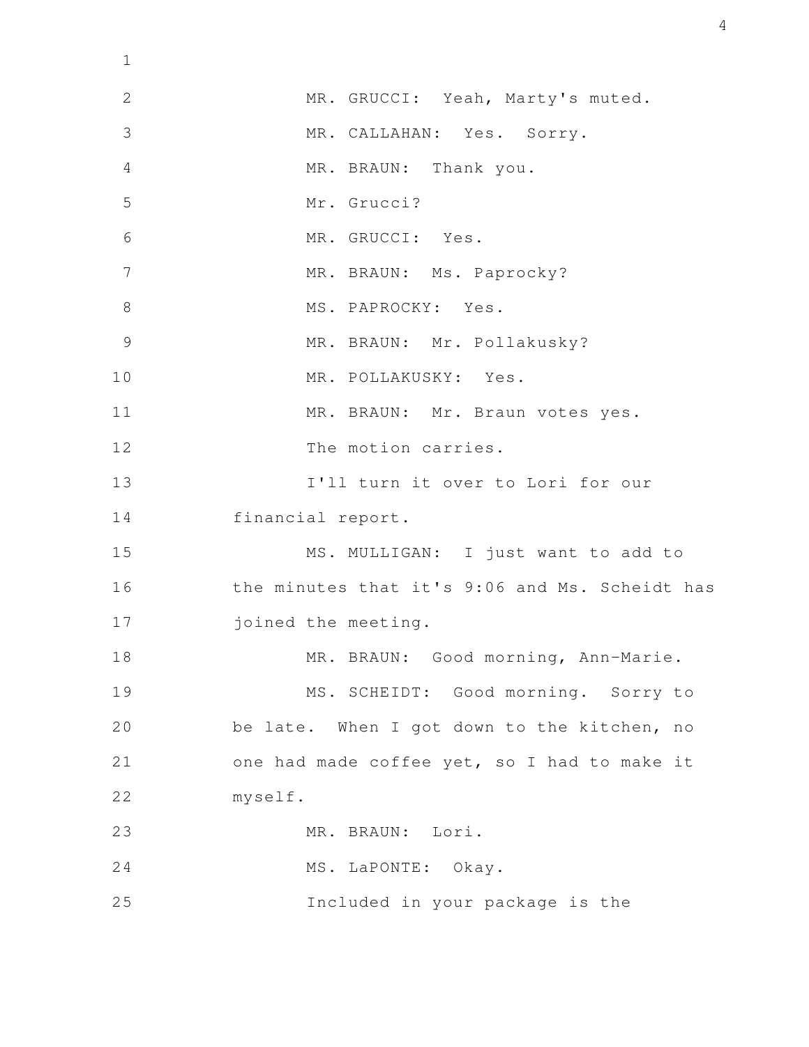MR. GRUCCI: Yeah, Marty's muted.

MR. CALLAHAN: Yes. Sorry.

MR. BRAUN: Thank you.

Mr. Grucci?

MR. GRUCCI: Yes.

MR. BRAUN: Ms. Paprocky?

MS. PAPROCKY: Yes.

MR. BRAUN: Mr. Pollakusky?

MR. POLLAKUSKY: Yes.

MR. BRAUN: Mr. Braun votes yes.

The motion carries.

I'll turn it over to Lori for our financial report.

MS. MULLIGAN: I just want to add to the minutes that it's 9:06 and Ms. Scheidt has joined the meeting.

MR. BRAUN: Good morning, Ann-Marie.

MS. SCHEIDT: Good morning. Sorry to be late. When I got down to the kitchen, no one had made coffee yet, so I had to make it myself.

MR. BRAUN: Lori.

MS. LaPONTE: Okay.

Included in your package is the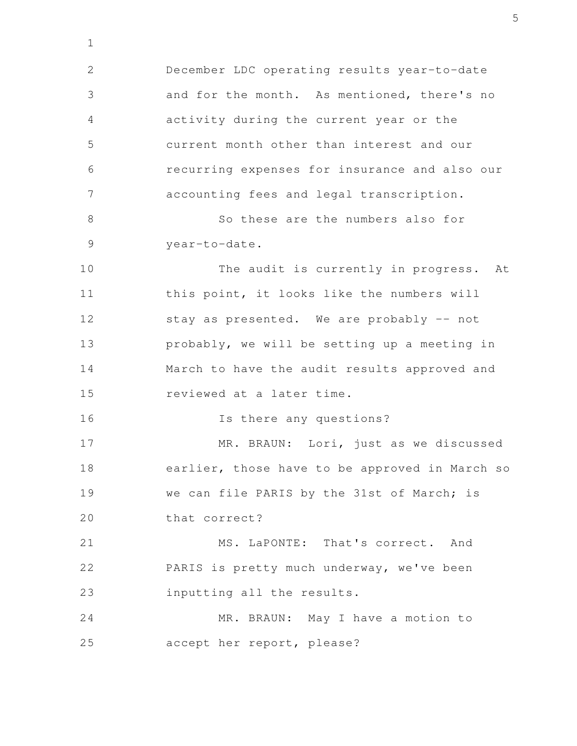December LDC operating results year-to-date and for the month. As mentioned, there's no activity during the current year or the current month other than interest and our recurring expenses for insurance and also our accounting fees and legal transcription.

So these are the numbers also for year-to-date.

The audit is currently in progress. At this point, it looks like the numbers will stay as presented. We are probably -- not probably, we will be setting up a meeting in March to have the audit results approved and reviewed at a later time.

Is there any questions?

MR. BRAUN: Lori, just as we discussed earlier, those have to be approved in March so we can file PARIS by the 31st of March; is that correct?

MS. LaPONTE: That's correct. And PARIS is pretty much underway, we've been inputting all the results.

MR. BRAUN: May I have a motion to accept her report, please?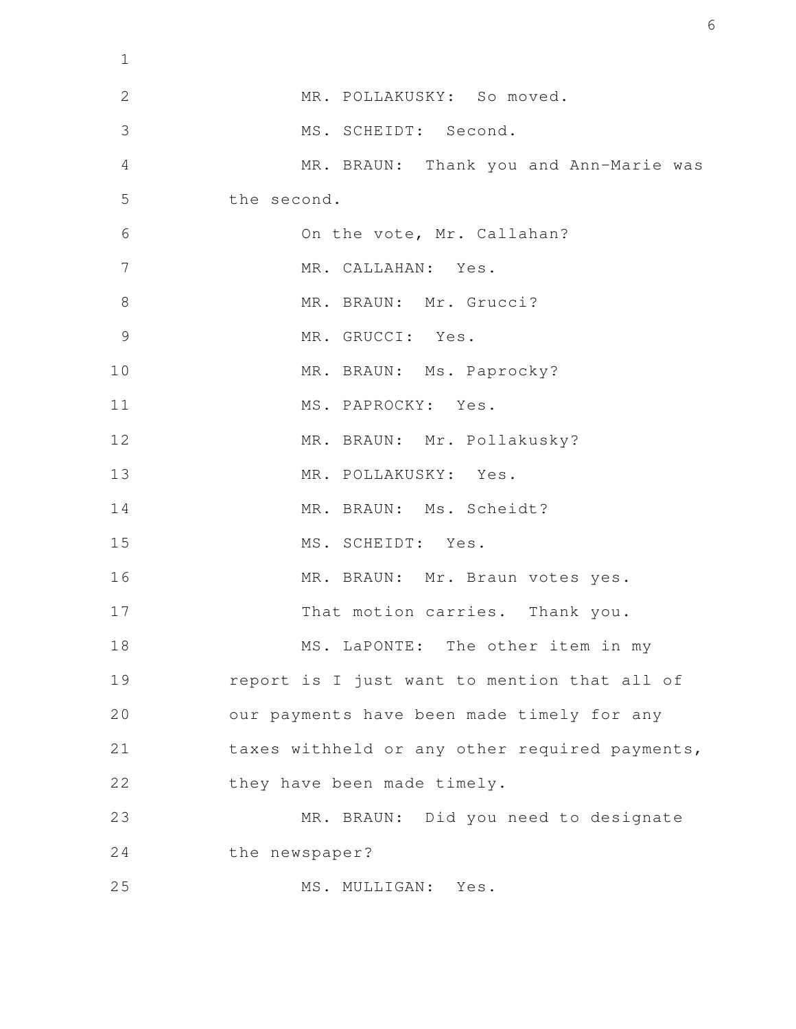MR. POLLAKUSKY: So moved.

MS. SCHEIDT: Second.

MR. BRAUN: Thank you and Ann-Marie was the second.

On the vote, Mr. Callahan?

MR. CALLAHAN: Yes.

MR. BRAUN: Mr. Grucci?

MR. GRUCCI: Yes.

MR. BRAUN: Ms. Paprocky?

MS. PAPROCKY: Yes.

MR. BRAUN: Mr. Pollakusky?

MR. POLLAKUSKY: Yes.

MR. BRAUN: Ms. Scheidt?

MS. SCHEIDT: Yes.

MR. BRAUN: Mr. Braun votes yes.

That motion carries. Thank you.

MS. LaPONTE: The other item in my report is I just want to mention that all of our payments have been made timely for any taxes withheld or any other required payments, they have been made timely.

MR. BRAUN: Did you need to designate the newspaper?

MS. MULLIGAN: Yes.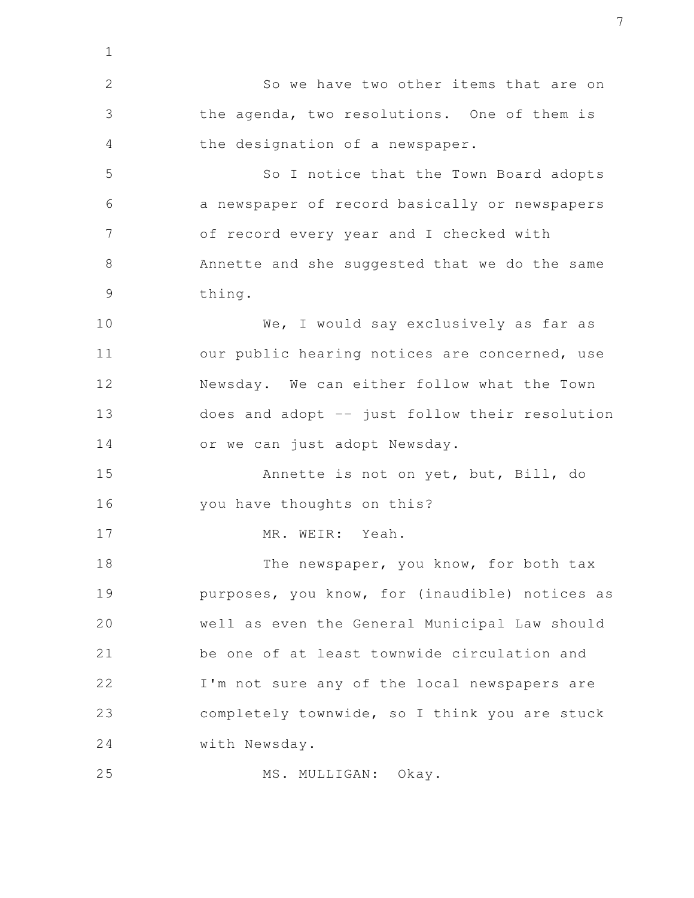So we have two other items that are on the agenda, two resolutions. One of them is the designation of a newspaper.

So I notice that the Town Board adopts a newspaper of record basically or newspapers of record every year and I checked with Annette and she suggested that we do the same thing.

We, I would say exclusively as far as our public hearing notices are concerned, use Newsday. We can either follow what the Town does and adopt -- just follow their resolution or we can just adopt Newsday.

Annette is not on yet, but, Bill, do you have thoughts on this?

MR. WEIR: Yeah.

The newspaper, you know, for both tax purposes, you know, for (inaudible) notices as well as even the General Municipal Law should be one of at least townwide circulation and I'm not sure any of the local newspapers are completely townwide, so I think you are stuck with Newsday.

MS. MULLIGAN: Okay.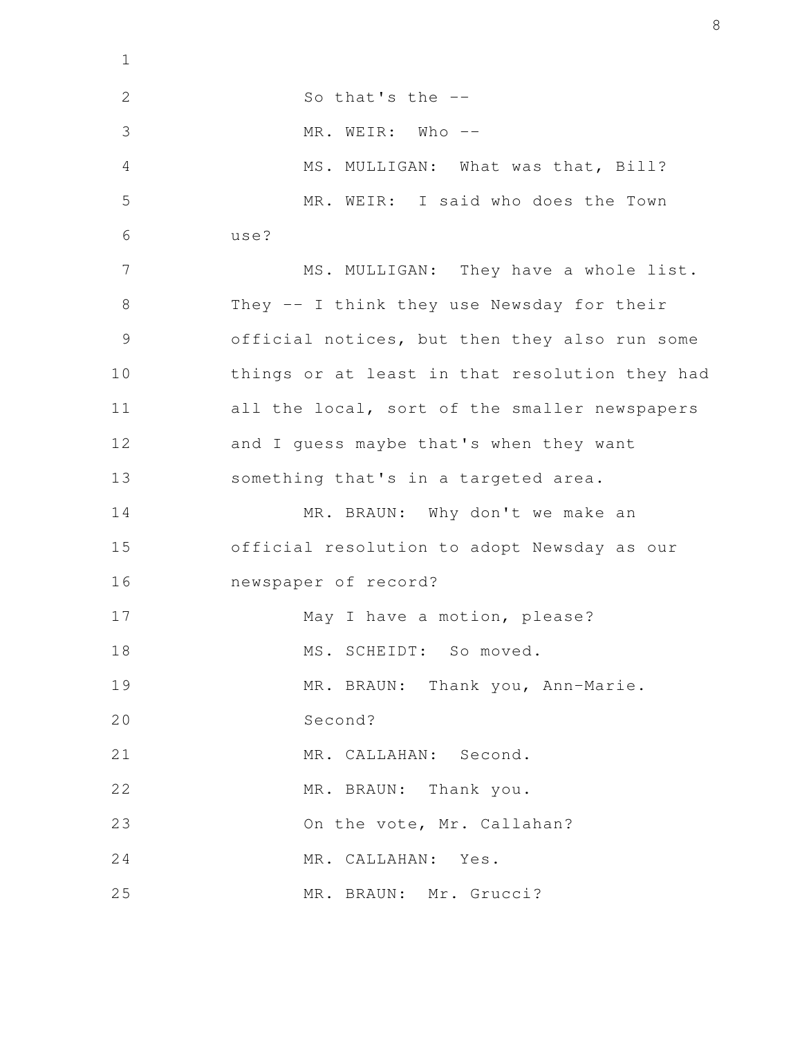So that's the --

MR. WEIR: Who --

MS. MULLIGAN: What was that, Bill?

MR. WEIR: I said who does the Town use?

MS. MULLIGAN: They have a whole list. They -- I think they use Newsday for their official notices, but then they also run some things or at least in that resolution they had all the local, sort of the smaller newspapers and I guess maybe that's when they want something that's in a targeted area.

MR. BRAUN: Why don't we make an official resolution to adopt Newsday as our newspaper of record?

May I have a motion, please?

MS. SCHEIDT: So moved.

MR. BRAUN: Thank you, Ann-Marie.

Second?

MR. CALLAHAN: Second.

MR. BRAUN: Thank you.

On the vote, Mr. Callahan?

MR. CALLAHAN: Yes.

MR. BRAUN: Mr. Grucci?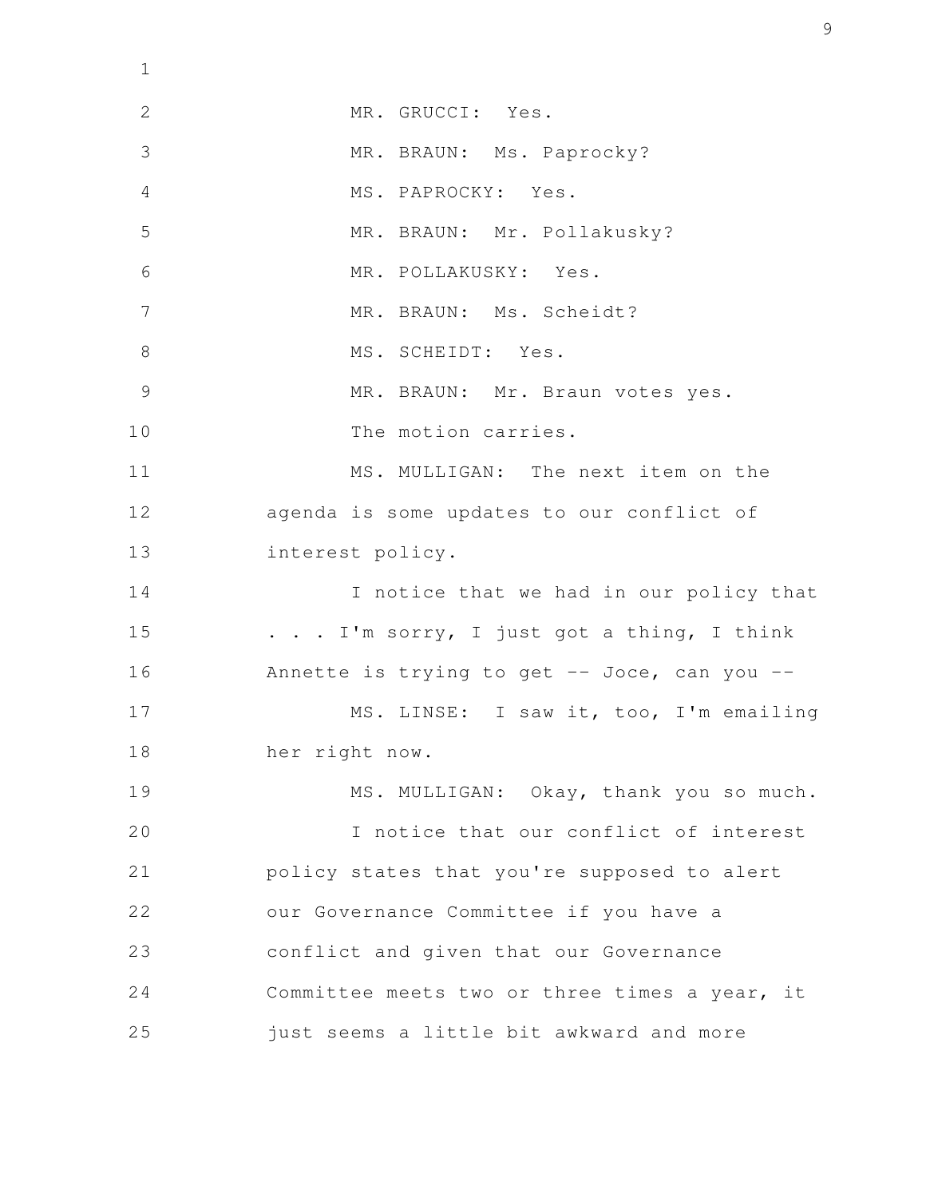MR. GRUCCI: Yes.

MR. BRAUN: Ms. Paprocky?

MS. PAPROCKY: Yes.

MR. BRAUN: Mr. Pollakusky?

MR. POLLAKUSKY: Yes.

MR. BRAUN: Ms. Scheidt?

MS. SCHEIDT: Yes.

MR. BRAUN: Mr. Braun votes yes.

The motion carries.

MS. MULLIGAN: The next item on the agenda is some updates to our conflict of interest policy.

I notice that we had in our policy that . . . I'm sorry, I just got a thing, I think Annette is trying to get -- Joce, can you --

MS. LINSE: I saw it, too, I'm emailing her right now.

MS. MULLIGAN: Okay, thank you so much.

I notice that our conflict of interest policy states that you're supposed to alert our Governance Committee if you have a conflict and given that our Governance Committee meets two or three times a year, it just seems a little bit awkward and more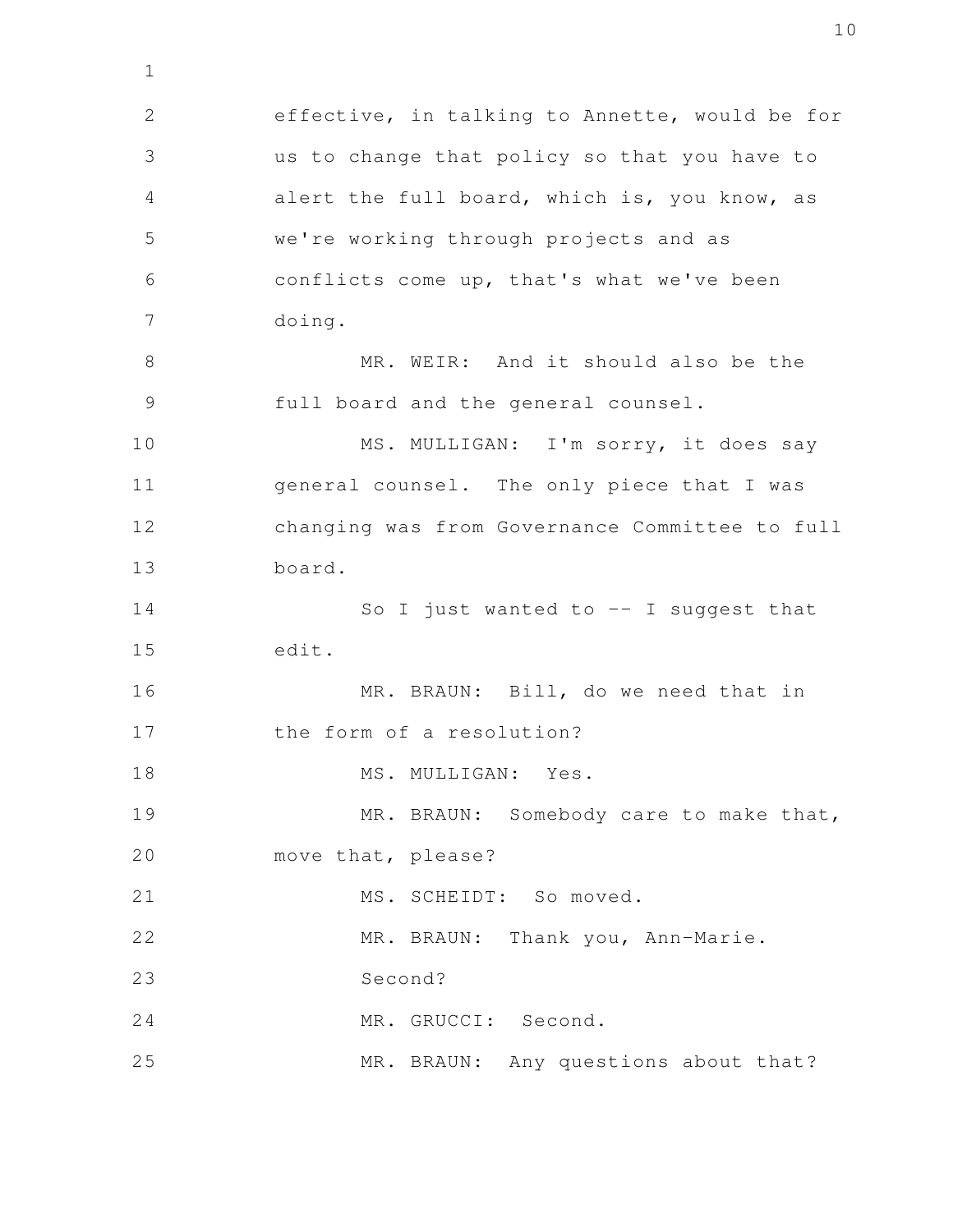effective, in talking to Annette, would be for us to change that policy so that you have to alert the full board, which is, you know, as we're working through projects and as conflicts come up, that's what we've been doing.

MR. WEIR: And it should also be the full board and the general counsel.

MS. MULLIGAN: I'm sorry, it does say general counsel. The only piece that I was changing was from Governance Committee to full board.

So I just wanted to -- I suggest that edit.

MR. BRAUN: Bill, do we need that in the form of a resolution?

MS. MULLIGAN: Yes.

MR. BRAUN: Somebody care to make that, move that, please?

MS. SCHEIDT: So moved.

MR. BRAUN: Thank you, Ann-Marie.

Second?

MR. GRUCCI: Second.

MR. BRAUN: Any questions about that?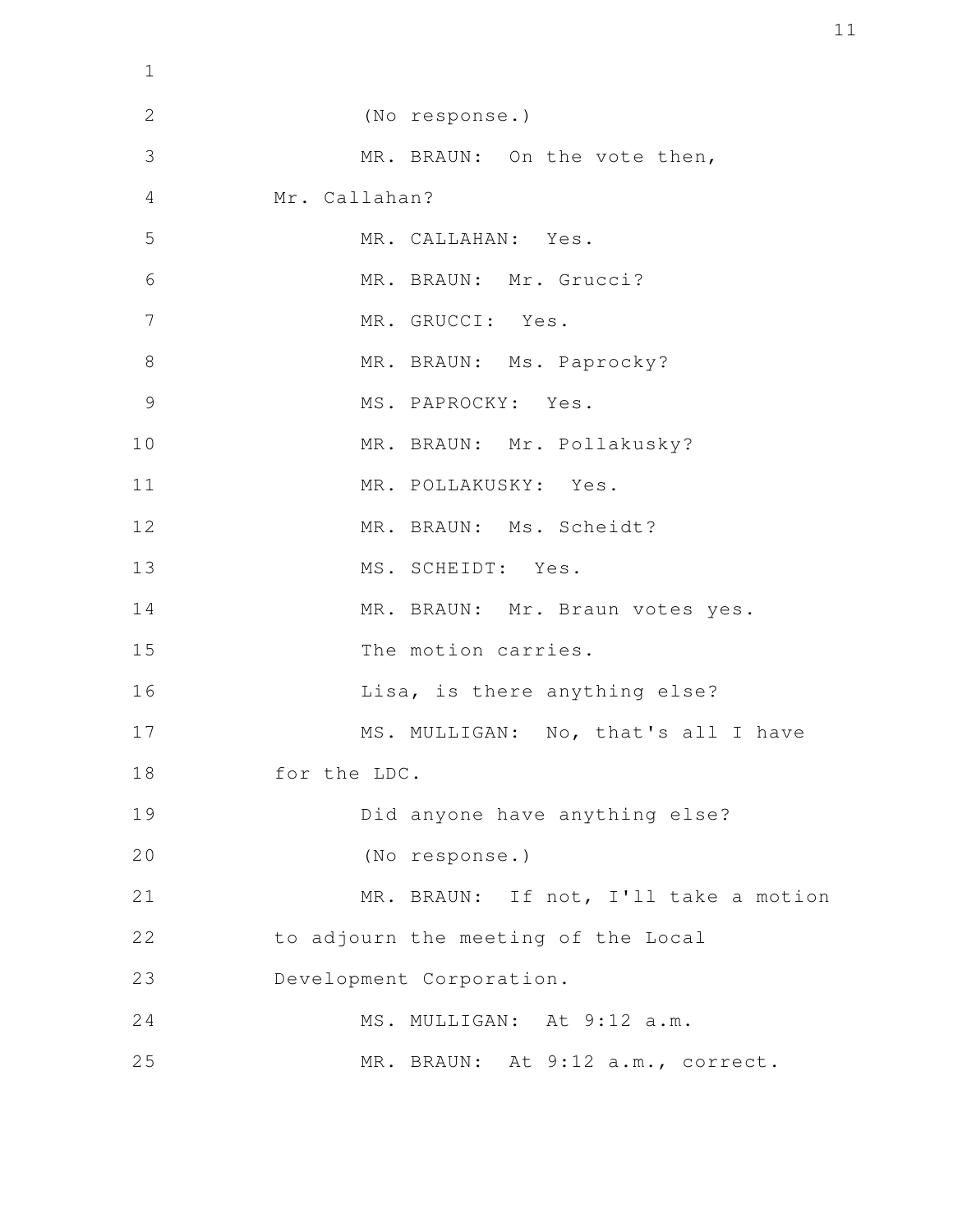(No response.)

MR. BRAUN: On the vote then, Mr. Callahan?

MR. CALLAHAN: Yes.

MR. BRAUN: Mr. Grucci?

MR. GRUCCI: Yes.

MR. BRAUN: Ms. Paprocky?

MS. PAPROCKY: Yes.

MR. BRAUN: Mr. Pollakusky?

MR. POLLAKUSKY: Yes.

MR. BRAUN: Ms. Scheidt?

MS. SCHEIDT: Yes.

MR. BRAUN: Mr. Braun votes yes.

The motion carries.

Lisa, is there anything else?

MS. MULLIGAN: No, that's all I have for the LDC.

Did anyone have anything else?

(No response.)

MR. BRAUN: If not, I'll take a motion to adjourn the meeting of the Local Development Corporation.

MS. MULLIGAN: At 9:12 a.m.

MR. BRAUN: At 9:12 a.m., correct.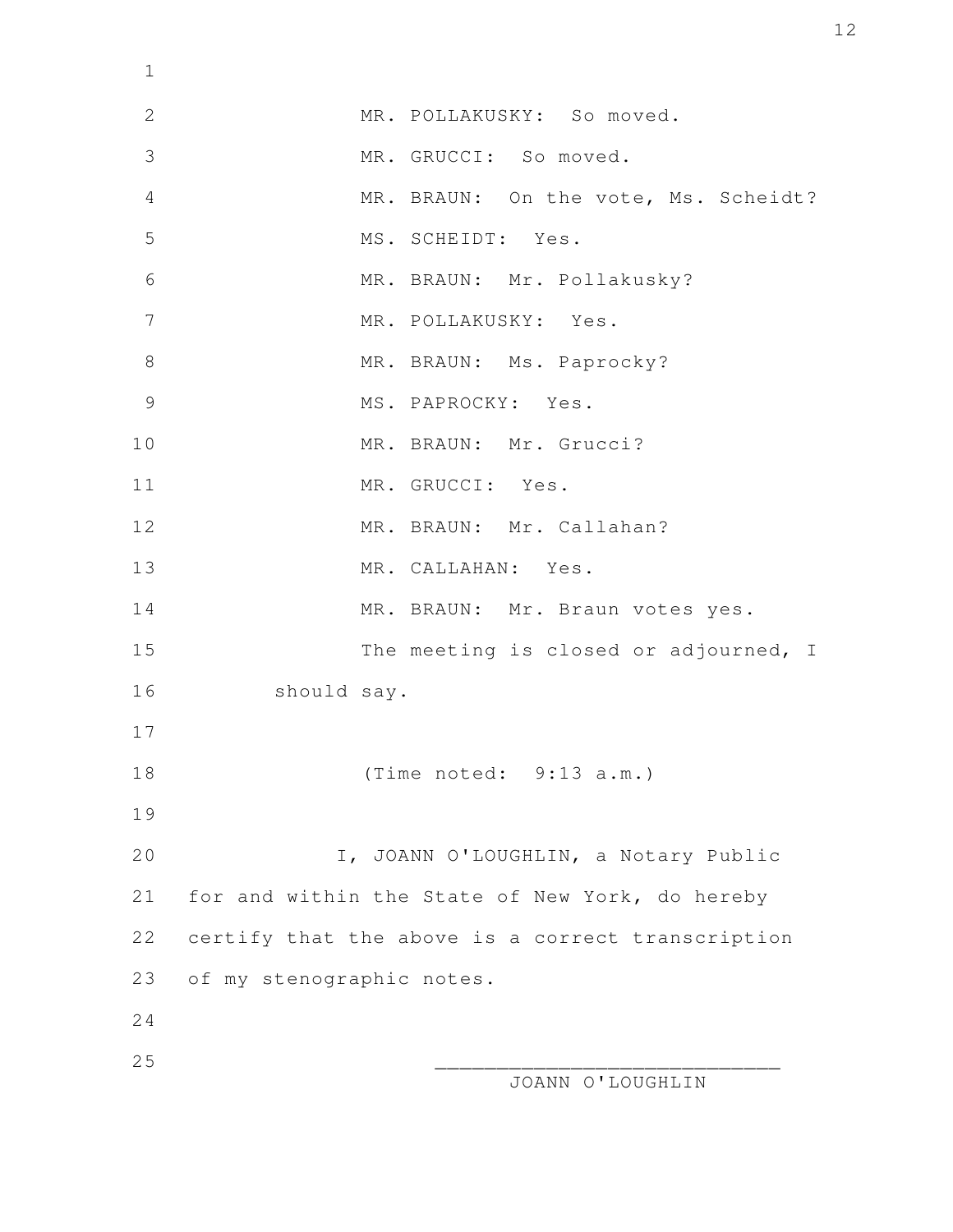MR. POLLAKUSKY: So moved.

MR. GRUCCI: So moved.

MR. BRAUN: On the vote, Ms. Scheidt?

MS. SCHEIDT: Yes.

MR. BRAUN: Mr. Pollakusky?

MR. POLLAKUSKY: Yes.

MR. BRAUN: Ms. Paprocky?

MS. PAPROCKY: Yes.

MR. BRAUN: Mr. Grucci?

MR. GRUCCI: Yes.

MR. BRAUN: Mr. Callahan?

MR. CALLAHAN: Yes.

MR. BRAUN: Mr. Braun votes yes.

The meeting is closed or adjourned, I should say.

(Time noted: 9:13 a.m.)

I, JOANN O'LOUGHLIN, a Notary Public for and within the State of New York, do hereby certify that the above is a correct transcription of my stenographic notes.

\_\_\_\_\_\_\_\_\_\_\_\_\_\_\_\_\_\_\_\_\_\_\_\_\_\_\_\_

JOANN O'LOUGHLIN